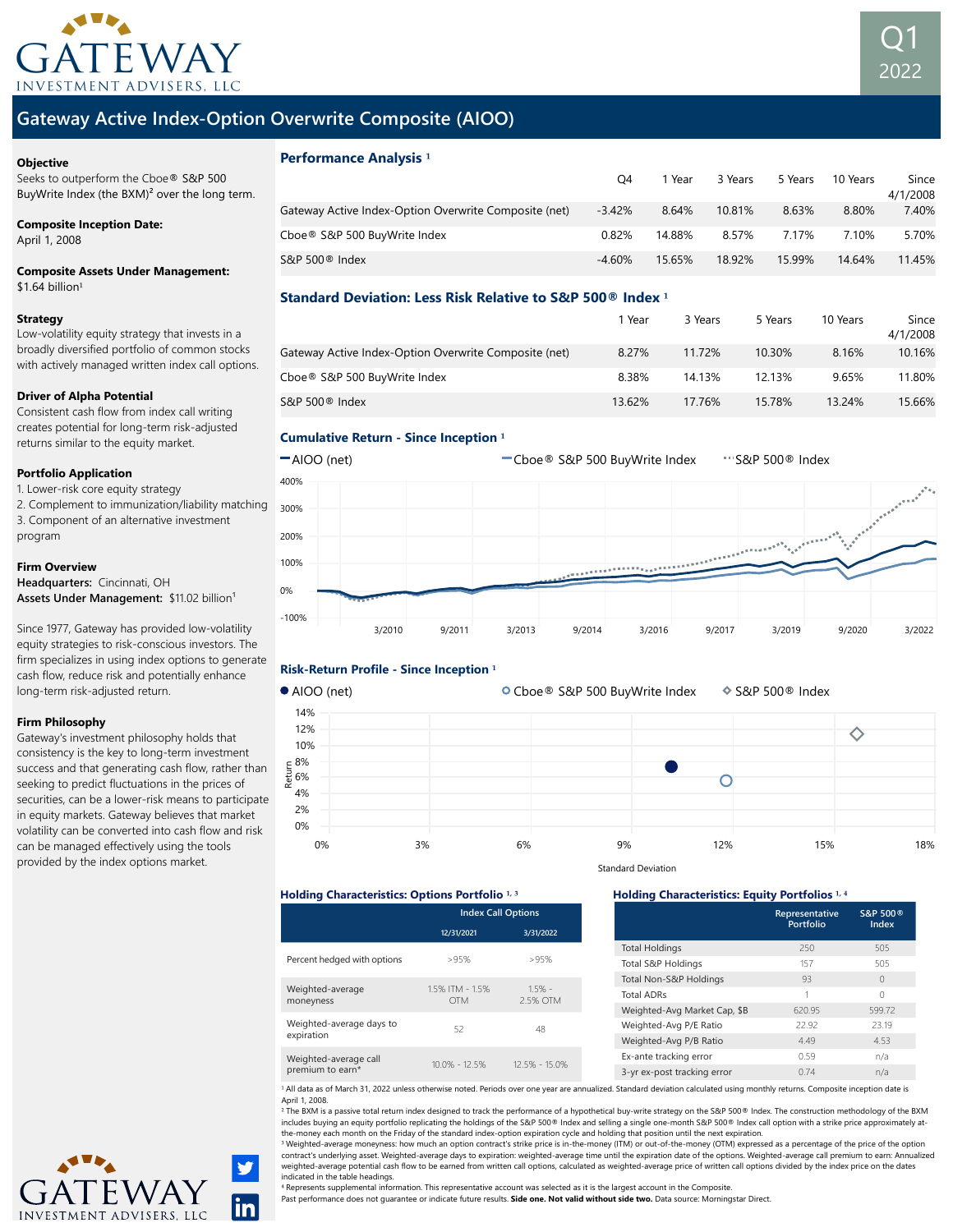# Gateway Investment Advisers, LLC

**Q1 2022**

## Gateway Active Index-Option Overwrite Composite (AIOO)

**Objective**
Seeks to outperform the Cboe® S&P 500 BuyWrite Index (the BXM)[2] over the long term.

**Composite Inception Date:**
April 1, 2008

**Composite Assets Under Management:**
$1.64 billion[1]

**Strategy**
Low-volatility equity strategy that invests in a broadly diversified portfolio of common stocks with actively managed written index call options.

**Driver of Alpha Potential**
Consistent cash flow from index call writing creates potential for long-term risk-adjusted returns similar to the equity market.

**Portfolio Application**
1. Lower-risk core equity strategy
2. Complement to immunization/liability matching
3. Component of an alternative investment program

**Firm Overview**
**Headquarters:** Cincinnati, OH
**Assets Under Management:** $11.02 billion[1]

Since 1977, Gateway has provided low-volatility equity strategies to risk-conscious investors. The firm specializes in using index options to generate cash flow, reduce risk and potentially enhance long-term risk-adjusted return.

**Firm Philosophy**
Gateway's investment philosophy holds that consistency is the key to long-term investment success and that generating cash flow, rather than seeking to predict fluctuations in the prices of securities, can be a lower-risk means to participate in equity markets. Gateway believes that market volatility can be converted into cash flow and risk can be managed effectively using the tools provided by the index options market.

### Performance Analysis [1]

| | Q4 | 1 Year | 3 Years | 5 Years | 10 Years | Since 4/1/2008 |
|---|---|---|---|---|---|---|
| Gateway Active Index-Option Overwrite Composite (net) | -3.42% | 8.64% | 10.81% | 8.63% | 8.80% | 7.40% |
| Cboe® S&P 500 BuyWrite Index | 0.82% | 14.88% | 8.57% | 7.17% | 7.10% | 5.70% |
| S&P 500® Index | -4.60% | 15.65% | 18.92% | 15.99% | 14.64% | 11.45% |

### Standard Deviation: Less Risk Relative to S&P 500® Index [1]

| | 1 Year | 3 Years | 5 Years | 10 Years | Since 4/1/2008 |
|---|---|---|---|---|---|
| Gateway Active Index-Option Overwrite Composite (net) | 8.27% | 11.72% | 10.30% | 8.16% | 10.16% |
| Cboe® S&P 500 BuyWrite Index | 8.38% | 14.13% | 12.13% | 9.65% | 11.80% |
| S&P 500® Index | 13.62% | 17.76% | 15.78% | 13.24% | 15.66% |

### Cumulative Return - Since Inception [1]

AIOO (net) | Cboe® S&P 500 BuyWrite Index | S&P 500® Index

### Risk-Return Profile - Since Inception [1]

AIOO (net) | Cboe® S&P 500 BuyWrite Index | S&P 500® Index

### Holding Characteristics: Options Portfolio [1, 3]

| | Index Call Options 12/31/2021 | Index Call Options 3/31/2022 |
|---|---|---|
| Percent hedged with options | >95% | >95% |
| Weighted-average moneyness | 1.5% ITM - 1.5% OTM | 1.5% - 2.5% OTM |
| Weighted-average days to expiration | 52 | 48 |
| Weighted-average call premium to earn* | 10.0% - 12.5% | 12.5% - 15.0% |

### Holding Characteristics: Equity Portfolios [1, 4]

| | Representative Portfolio | S&P 500® Index |
|---|---|---|
| Total Holdings | 250 | 505 |
| Total S&P Holdings | 157 | 505 |
| Total Non-S&P Holdings | 93 | 0 |
| Total ADRs | 1 | 0 |
| Weighted-Avg Market Cap, $B | 620.95 | 599.72 |
| Weighted-Avg P/E Ratio | 22.92 | 23.19 |
| Weighted-Avg P/B Ratio | 4.49 | 4.53 |
| Ex-ante tracking error | 0.59 | n/a |
| 3-yr ex-post tracking error | 0.74 | n/a |

[1] All data as of March 31, 2022 unless otherwise noted. Periods over one year are annualized. Standard deviation calculated using monthly returns. Composite inception date is April 1, 2008.
[2] The BXM is a passive total return index designed to track the performance of a hypothetical buy-write strategy on the S&P 500® Index. The construction methodology of the BXM includes buying an equity portfolio replicating the holdings of the S&P 500® Index and selling a single one-month S&P 500® Index call option with a strike price approximately at-the-money each month on the Friday of the standard index-option expiration cycle and holding that position until the next expiration.
[3] Weighted-average moneyness: how much an option contract's strike price is in-the-money (ITM) or out-of-the-money (OTM) expressed as a percentage of the price of the option contract's underlying asset. Weighted-average days to expiration: weighted-average time until the expiration date of the options. Weighted-average call premium to earn: Annualized weighted-average potential cash flow to be earned from written call options, calculated as weighted-average price of written call options divided by the index price on the dates indicated in the table headings.
[4] Represents supplemental information. This representative account was selected as it is the largest account in the Composite.
Past performance does not guarantee or indicate future results. **Side one. Not valid without side two.** Data source: Morningstar Direct.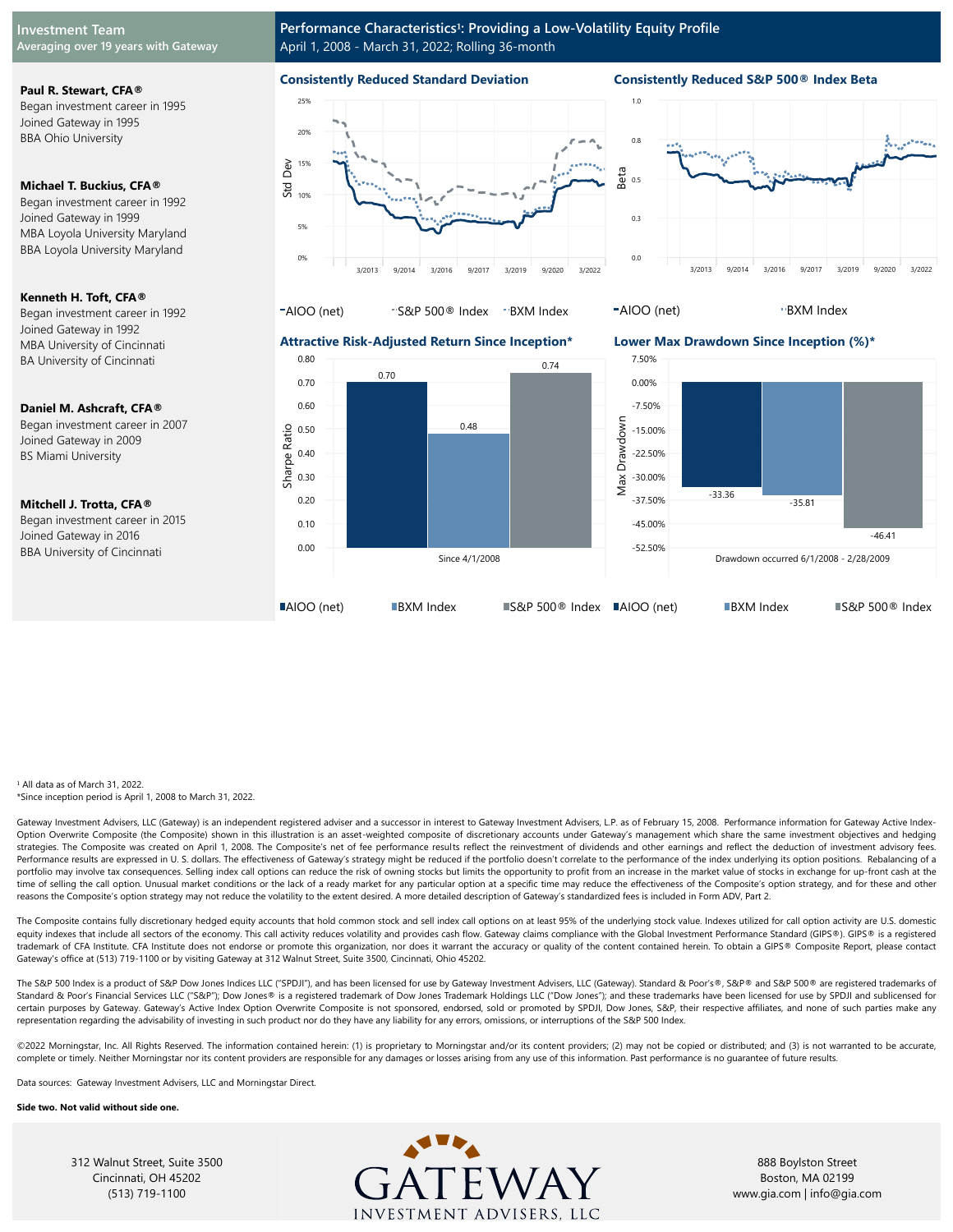## Investment Team

Averaging over 19 years with Gateway

**Paul R. Stewart, CFA®**
Began investment career in 1995
Joined Gateway in 1995
BBA Ohio University

**Michael T. Buckius, CFA®**
Began investment career in 1992
Joined Gateway in 1999
MBA Loyola University Maryland
BBA Loyola University Maryland

**Kenneth H. Toft, CFA®**
Began investment career in 1992
Joined Gateway in 1992
MBA University of Cincinnati
BA University of Cincinnati

**Daniel M. Ashcraft, CFA®**
Began investment career in 2007
Joined Gateway in 2009
BS Miami University

**Mitchell J. Trotta, CFA®**
Began investment career in 2015
Joined Gateway in 2016
BBA University of Cincinnati

## Performance Characteristics[1]: Providing a Low-Volatility Equity Profile

April 1, 2008 - March 31, 2022; Rolling 36-month

### Consistently Reduced Standard Deviation

Std Dev
25%
20%
15%
10%
5%
0%
3/2013 9/2014 3/2016 9/2017 3/2019 9/2020 3/2022

AIOO (net) S&P 500® Index BXM Index

### Consistently Reduced S&P 500® Index Beta

Beta
1.0
0.8
0.5
0.3
0.0
3/2013 9/2014 3/2016 9/2017 3/2019 9/2020 3/2022

AIOO (net) BXM Index

### Attractive Risk-Adjusted Return Since Inception*

Sharpe Ratio
0.80
0.70
0.60
0.50
0.40
0.30
0.20
0.10
0.00

0.70
0.48
0.74

Since 4/1/2008

AIOO (net) BXM Index S&P 500® Index

### Lower Max Drawdown Since Inception (%)*

Max Drawdown
7.50%
0.00%
-7.50%
-15.00%
-22.50%
-30.00%
-37.50%
-45.00%
-52.50%

-33.36
-35.81
-46.41

Drawdown occurred 6/1/2008 - 2/28/2009

AIOO (net) BXM Index S&P 500® Index

[1] All data as of March 31, 2022.
*Since inception period is April 1, 2008 to March 31, 2022.

Gateway Investment Advisers, LLC (Gateway) is an independent registered adviser and a successor in interest to Gateway Investment Advisers, L.P. as of February 15, 2008. Performance information for Gateway Active Index-Option Overwrite Composite (the Composite) shown in this illustration is an asset-weighted composite of discretionary accounts under Gateway's management which share the same investment objectives and hedging strategies. The Composite was created on April 1, 2008. The Composite's net of fee performance results reflect the reinvestment of dividends and other earnings and reflect the deduction of investment advisory fees. Performance results are expressed in U. S. dollars. The effectiveness of Gateway's strategy might be reduced if the portfolio doesn't correlate to the performance of the index underlying its option positions. Rebalancing of a portfolio may involve tax consequences. Selling index call options can reduce the risk of owning stocks but limits the opportunity to profit from an increase in the market value of stocks in exchange for up-front cash at the time of selling the call option. Unusual market conditions or the lack of a ready market for any particular option at a specific time may reduce the effectiveness of the Composite's option strategy, and for these and other reasons the Composite's option strategy may not reduce the volatility to the extent desired. A more detailed description of Gateway's standardized fees is included in Form ADV, Part 2.

The Composite contains fully discretionary hedged equity accounts that hold common stock and sell index call options on at least 95% of the underlying stock value. Indexes utilized for call option activity are U.S. domestic equity indexes that include all sectors of the economy. This call activity reduces volatility and provides cash flow. Gateway claims compliance with the Global Investment Performance Standard (GIPS®). GIPS® is a registered trademark of CFA Institute. CFA Institute does not endorse or promote this organization, nor does it warrant the accuracy or quality of the content contained herein. To obtain a GIPS® Composite Report, please contact Gateway's office at (513) 719-1100 or by visiting Gateway at 312 Walnut Street, Suite 3500, Cincinnati, Ohio 45202.

The S&P 500 Index is a product of S&P Dow Jones Indices LLC ("SPDJI"), and has been licensed for use by Gateway Investment Advisers, LLC (Gateway). Standard & Poor's®, S&P® and S&P 500® are registered trademarks of Standard & Poor's Financial Services LLC ("S&P"); Dow Jones® is a registered trademark of Dow Jones Trademark Holdings LLC ("Dow Jones"); and these trademarks have been licensed for use by SPDJI and sublicensed for certain purposes by Gateway. Gateway's Active Index Option Overwrite Composite is not sponsored, endorsed, sold or promoted by SPDJI, Dow Jones, S&P, their respective affiliates, and none of such parties make any representation regarding the advisability of investing in such product nor do they have any liability for any errors, omissions, or interruptions of the S&P 500 Index.

©2022 Morningstar, Inc. All Rights Reserved. The information contained herein: (1) is proprietary to Morningstar and/or its content providers; (2) may not be copied or distributed; and (3) is not warranted to be accurate, complete or timely. Neither Morningstar nor its content providers are responsible for any damages or losses arising from any use of this information. Past performance is no guarantee of future results.

Data sources: Gateway Investment Advisers, LLC and Morningstar Direct.

**Side two. Not valid without side one.**

312 Walnut Street, Suite 3500
Cincinnati, OH 45202
(513) 719-1100

GATEWAY
INVESTMENT ADVISERS, LLC

888 Boylston Street
Boston, MA 02199
www.gia.com | info@gia.com